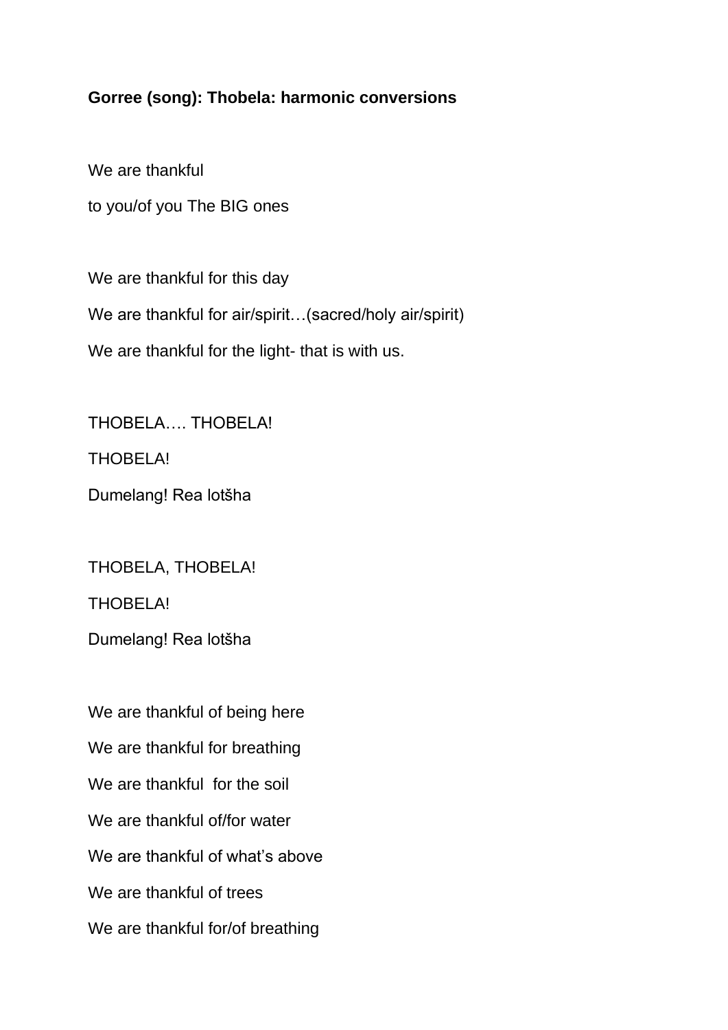**Gorree (song): Thobela: harmonic conversions**

We are thankful

to you/of you The BIG ones

We are thankful for this day

We are thankful for air/spirit…(sacred/holy air/spirit)

We are thankful for the light- that is with us.

THOBELA…. THOBELA!

THOBELA!

Dumelang! Rea lotšha

THOBELA, THOBELA!

THOBELA!

Dumelang! Rea lotšha

We are thankful of being here

We are thankful for breathing

We are thankful  for the soil

We are thankful of/for water

We are thankful of what's above

We are thankful of trees

We are thankful for/of breathing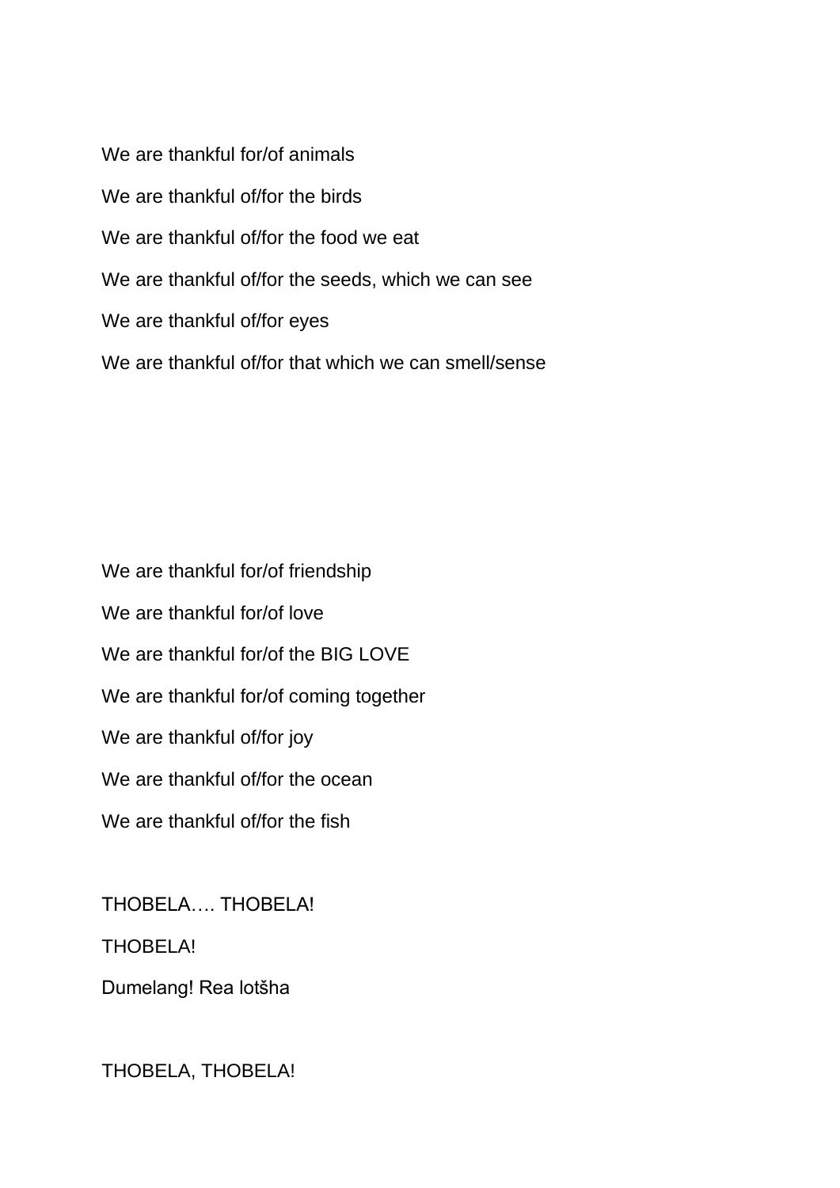We are thankful for/of animals

We are thankful of/for the birds

We are thankful of/for the food we eat

We are thankful of/for the seeds, which we can see

We are thankful of/for eyes

We are thankful of/for that which we can smell/sense

We are thankful for/of friendship

We are thankful for/of love

We are thankful for/of the BIG LOVE

We are thankful for/of coming together

We are thankful of/for joy

We are thankful of/for the ocean

We are thankful of/for the fish

THOBELA…. THOBELA!

THOBELA!

Dumelang! Rea lotšha

THOBELA, THOBELA!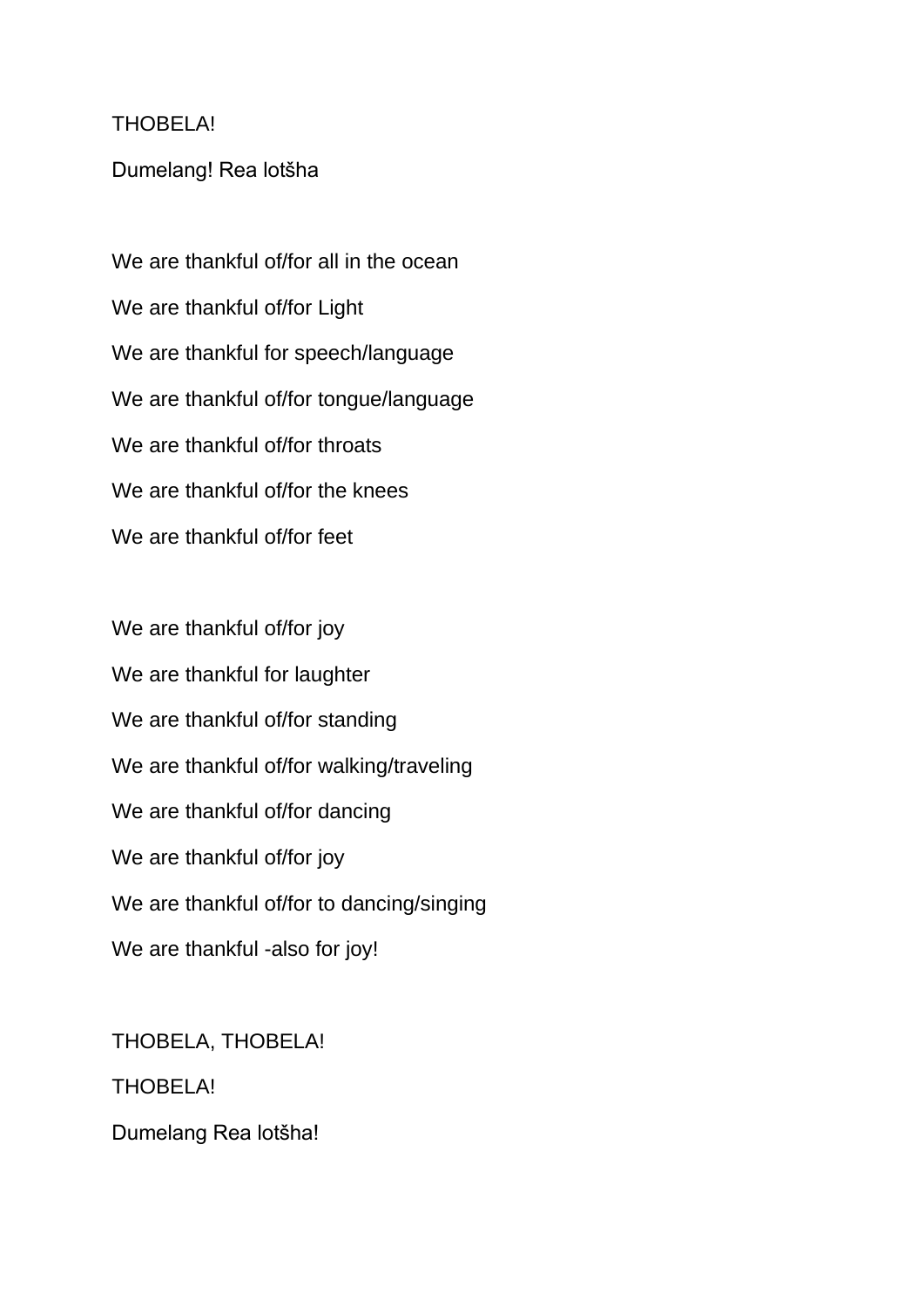THOBELA!

Dumelang! Rea lotšha

We are thankful of/for all in the ocean

We are thankful of/for Light

We are thankful for speech/language

We are thankful of/for tongue/language

We are thankful of/for throats

We are thankful of/for the knees

We are thankful of/for feet

We are thankful of/for joy

We are thankful for laughter

We are thankful of/for standing

We are thankful of/for walking/traveling

We are thankful of/for dancing

We are thankful of/for joy

We are thankful of/for to dancing/singing

We are thankful -also for joy!

THOBELA, THOBELA!

THOBELA!

Dumelang Rea lotšha!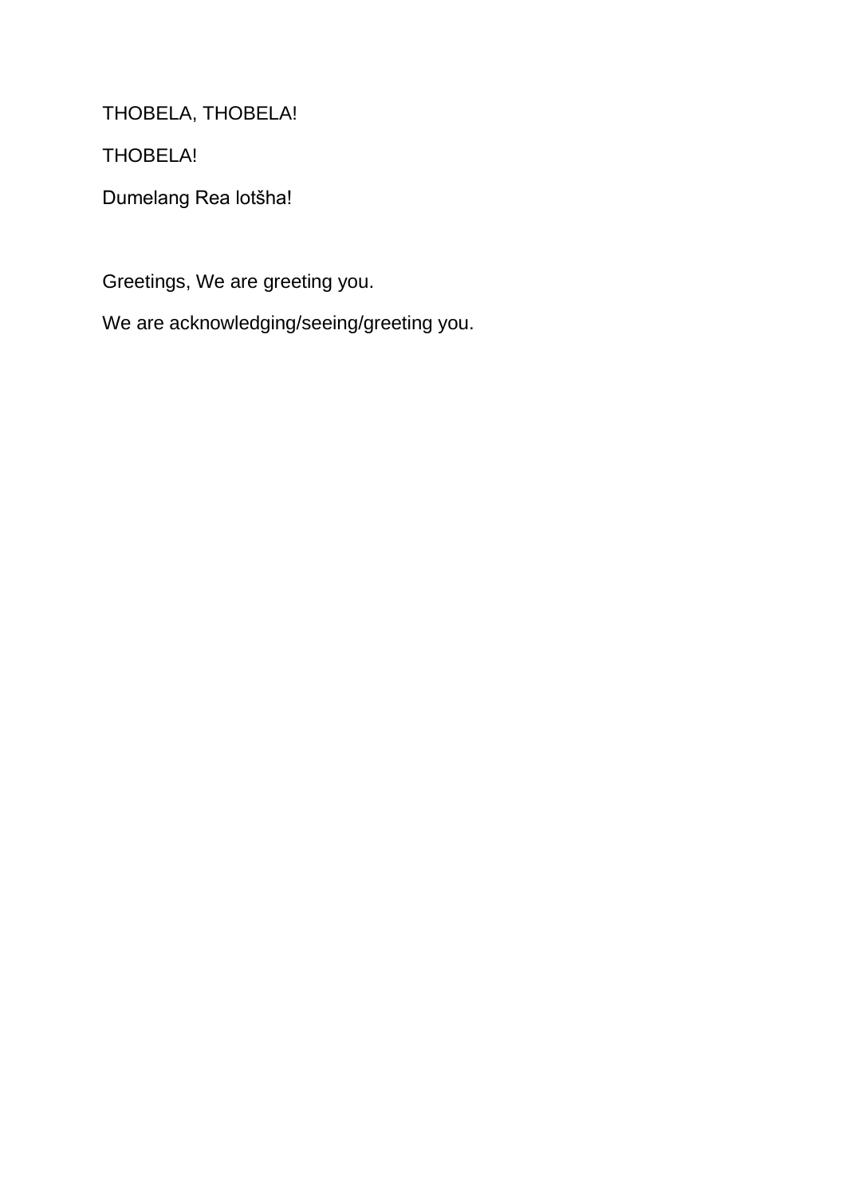THOBELA, THOBELA!

THOBELA!

Dumelang Rea lotšha!

Greetings, We are greeting you.

We are acknowledging/seeing/greeting you.